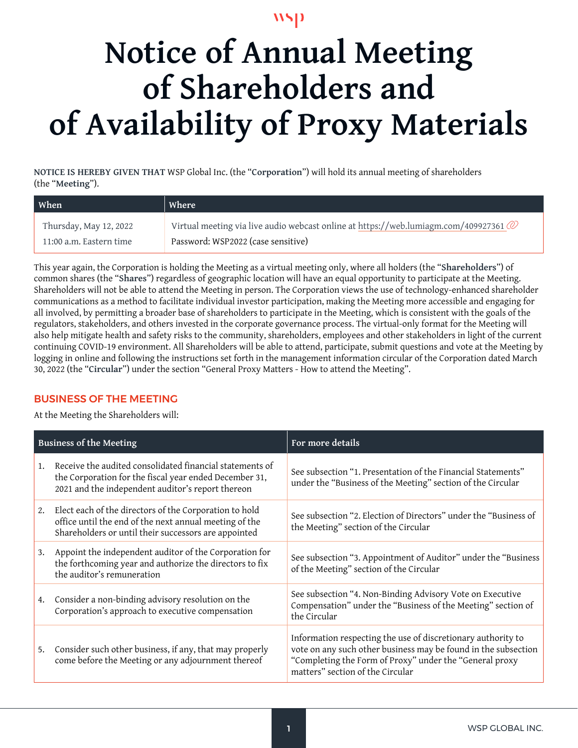# Notice of Annual Meeting of Shareholders and of Availability of Proxy Materials

**NOTICE IS HEREBY GIVEN THAT** WSP Global Inc. (the "**Corporation**") will hold its annual meeting of shareholders (the "**Meeting**").

| When | Where |
|---|---|
| Thursday, May 12, 2022<br>11:00 a.m. Eastern time | Virtual meeting via live audio webcast online at https://web.lumiagm.com/409927361<br>Password: WSP2022 (case sensitive) |

This year again, the Corporation is holding the Meeting as a virtual meeting only, where all holders (the "**Shareholders**") of common shares (the "**Shares**") regardless of geographic location will have an equal opportunity to participate at the Meeting. Shareholders will not be able to attend the Meeting in person. The Corporation views the use of technology-enhanced shareholder communications as a method to facilitate individual investor participation, making the Meeting more accessible and engaging for all involved, by permitting a broader base of shareholders to participate in the Meeting, which is consistent with the goals of the regulators, stakeholders, and others invested in the corporate governance process. The virtual-only format for the Meeting will also help mitigate health and safety risks to the community, shareholders, employees and other stakeholders in light of the current continuing COVID-19 environment. All Shareholders will be able to attend, participate, submit questions and vote at the Meeting by logging in online and following the instructions set forth in the management information circular of the Corporation dated March 30, 2022 (the "**Circular**") under the section "General Proxy Matters - How to attend the Meeting".

## BUSINESS OF THE MEETING

At the Meeting the Shareholders will:

| Business of the Meeting | For more details |
|---|---|
| 1. Receive the audited consolidated financial statements of the Corporation for the fiscal year ended December 31, 2021 and the independent auditor's report thereon | See subsection "1. Presentation of the Financial Statements" under the "Business of the Meeting" section of the Circular |
| 2. Elect each of the directors of the Corporation to hold office until the end of the next annual meeting of the Shareholders or until their successors are appointed | See subsection "2. Election of Directors" under the "Business of the Meeting" section of the Circular |
| 3. Appoint the independent auditor of the Corporation for the forthcoming year and authorize the directors to fix the auditor's remuneration | See subsection "3. Appointment of Auditor" under the "Business of the Meeting" section of the Circular |
| 4. Consider a non-binding advisory resolution on the Corporation's approach to executive compensation | See subsection "4. Non-Binding Advisory Vote on Executive Compensation" under the "Business of the Meeting" section of the Circular |
| 5. Consider such other business, if any, that may properly come before the Meeting or any adjournment thereof | Information respecting the use of discretionary authority to vote on any such other business may be found in the subsection "Completing the Form of Proxy" under the "General proxy matters" section of the Circular |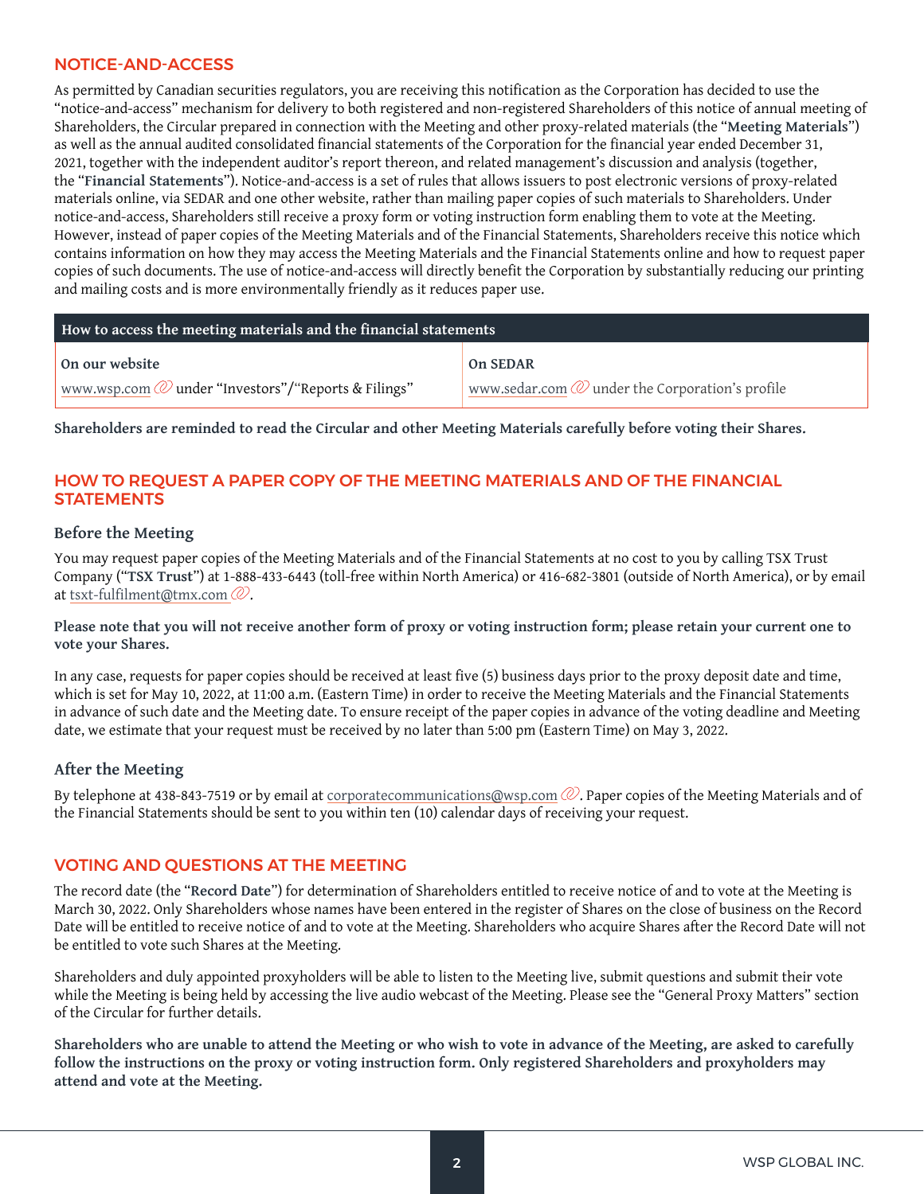## NOTICE-AND-ACCESS

As permitted by Canadian securities regulators, you are receiving this notification as the Corporation has decided to use the "notice-and-access" mechanism for delivery to both registered and non-registered Shareholders of this notice of annual meeting of Shareholders, the Circular prepared in connection with the Meeting and other proxy-related materials (the "**Meeting Materials**") as well as the annual audited consolidated financial statements of the Corporation for the financial year ended December 31, 2021, together with the independent auditor's report thereon, and related management's discussion and analysis (together, the "**Financial Statements**"). Notice-and-access is a set of rules that allows issuers to post electronic versions of proxy-related materials online, via SEDAR and one other website, rather than mailing paper copies of such materials to Shareholders. Under notice-and-access, Shareholders still receive a proxy form or voting instruction form enabling them to vote at the Meeting. However, instead of paper copies of the Meeting Materials and of the Financial Statements, Shareholders receive this notice which contains information on how they may access the Meeting Materials and the Financial Statements online and how to request paper copies of such documents. The use of notice-and-access will directly benefit the Corporation by substantially reducing our printing and mailing costs and is more environmentally friendly as it reduces paper use.

| How to access the meeting materials and the financial statements | |
|---|---|
| **On our website** | **On SEDAR** |
| www.wsp.com under "Investors"/"Reports & Filings" | www.sedar.com under the Corporation's profile |

**Shareholders are reminded to read the Circular and other Meeting Materials carefully before voting their Shares.**

## HOW TO REQUEST A PAPER COPY OF THE MEETING MATERIALS AND OF THE FINANCIAL STATEMENTS

### Before the Meeting

You may request paper copies of the Meeting Materials and of the Financial Statements at no cost to you by calling TSX Trust Company ("**TSX Trust**") at 1-888-433-6443 (toll-free within North America) or 416-682-3801 (outside of North America), or by email at tsxt-fulfilment@tmx.com.

**Please note that you will not receive another form of proxy or voting instruction form; please retain your current one to vote your Shares.**

In any case, requests for paper copies should be received at least five (5) business days prior to the proxy deposit date and time, which is set for May 10, 2022, at 11:00 a.m. (Eastern Time) in order to receive the Meeting Materials and the Financial Statements in advance of such date and the Meeting date. To ensure receipt of the paper copies in advance of the voting deadline and Meeting date, we estimate that your request must be received by no later than 5:00 pm (Eastern Time) on May 3, 2022.

### After the Meeting

By telephone at 438-843-7519 or by email at corporatecommunications@wsp.com. Paper copies of the Meeting Materials and of the Financial Statements should be sent to you within ten (10) calendar days of receiving your request.

## VOTING AND QUESTIONS AT THE MEETING

The record date (the "**Record Date**") for determination of Shareholders entitled to receive notice of and to vote at the Meeting is March 30, 2022. Only Shareholders whose names have been entered in the register of Shares on the close of business on the Record Date will be entitled to receive notice of and to vote at the Meeting. Shareholders who acquire Shares after the Record Date will not be entitled to vote such Shares at the Meeting.

Shareholders and duly appointed proxyholders will be able to listen to the Meeting live, submit questions and submit their vote while the Meeting is being held by accessing the live audio webcast of the Meeting. Please see the "General Proxy Matters" section of the Circular for further details.

**Shareholders who are unable to attend the Meeting or who wish to vote in advance of the Meeting, are asked to carefully follow the instructions on the proxy or voting instruction form. Only registered Shareholders and proxyholders may attend and vote at the Meeting.**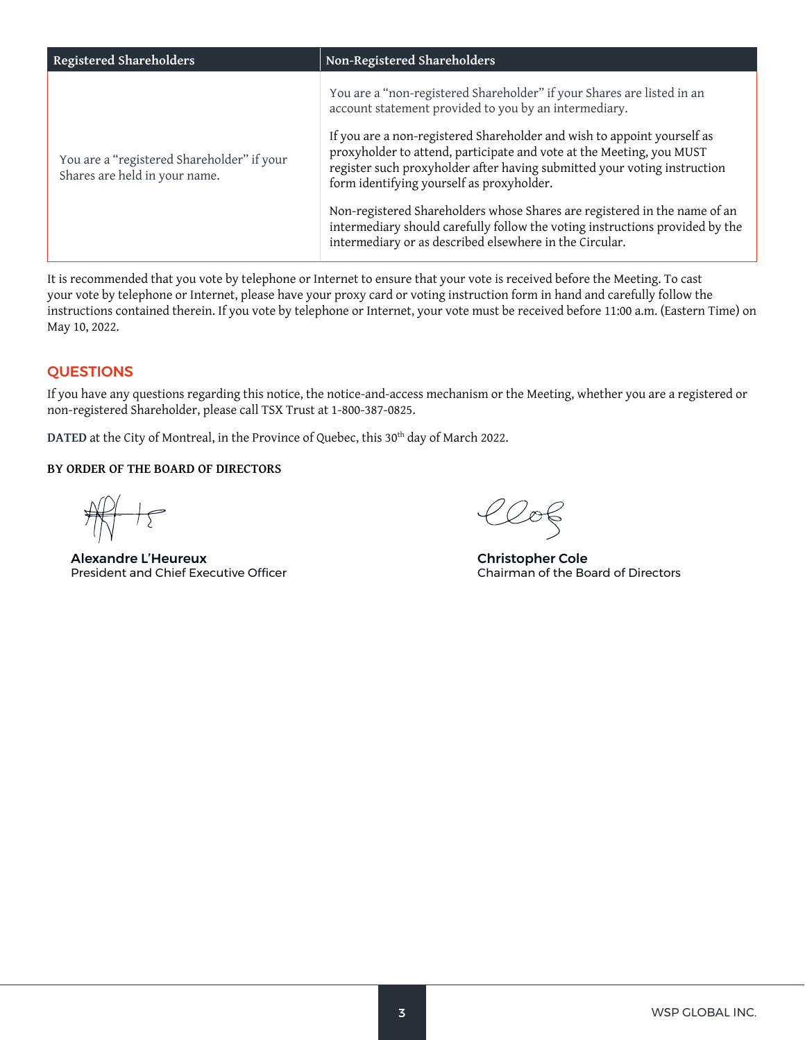| Registered Shareholders | Non-Registered Shareholders |
|---|---|
| You are a "registered Shareholder" if your Shares are held in your name. | You are a "non-registered Shareholder" if your Shares are listed in an account statement provided to you by an intermediary.<br><br>If you are a non-registered Shareholder and wish to appoint yourself as proxyholder to attend, participate and vote at the Meeting, you MUST register such proxyholder after having submitted your voting instruction form identifying yourself as proxyholder.<br><br>Non-registered Shareholders whose Shares are registered in the name of an intermediary should carefully follow the voting instructions provided by the intermediary or as described elsewhere in the Circular. |

It is recommended that you vote by telephone or Internet to ensure that your vote is received before the Meeting. To cast your vote by telephone or Internet, please have your proxy card or voting instruction form in hand and carefully follow the instructions contained therein. If you vote by telephone or Internet, your vote must be received before 11:00 a.m. (Eastern Time) on May 10, 2022.

## QUESTIONS

If you have any questions regarding this notice, the notice-and-access mechanism or the Meeting, whether you are a registered or non-registered Shareholder, please call TSX Trust at 1-800-387-0825.

**DATED** at the City of Montreal, in the Province of Quebec, this 30th day of March 2022.

**BY ORDER OF THE BOARD OF DIRECTORS**

**Alexandre L'Heureux**
President and Chief Executive Officer

**Christopher Cole**
Chairman of the Board of Directors